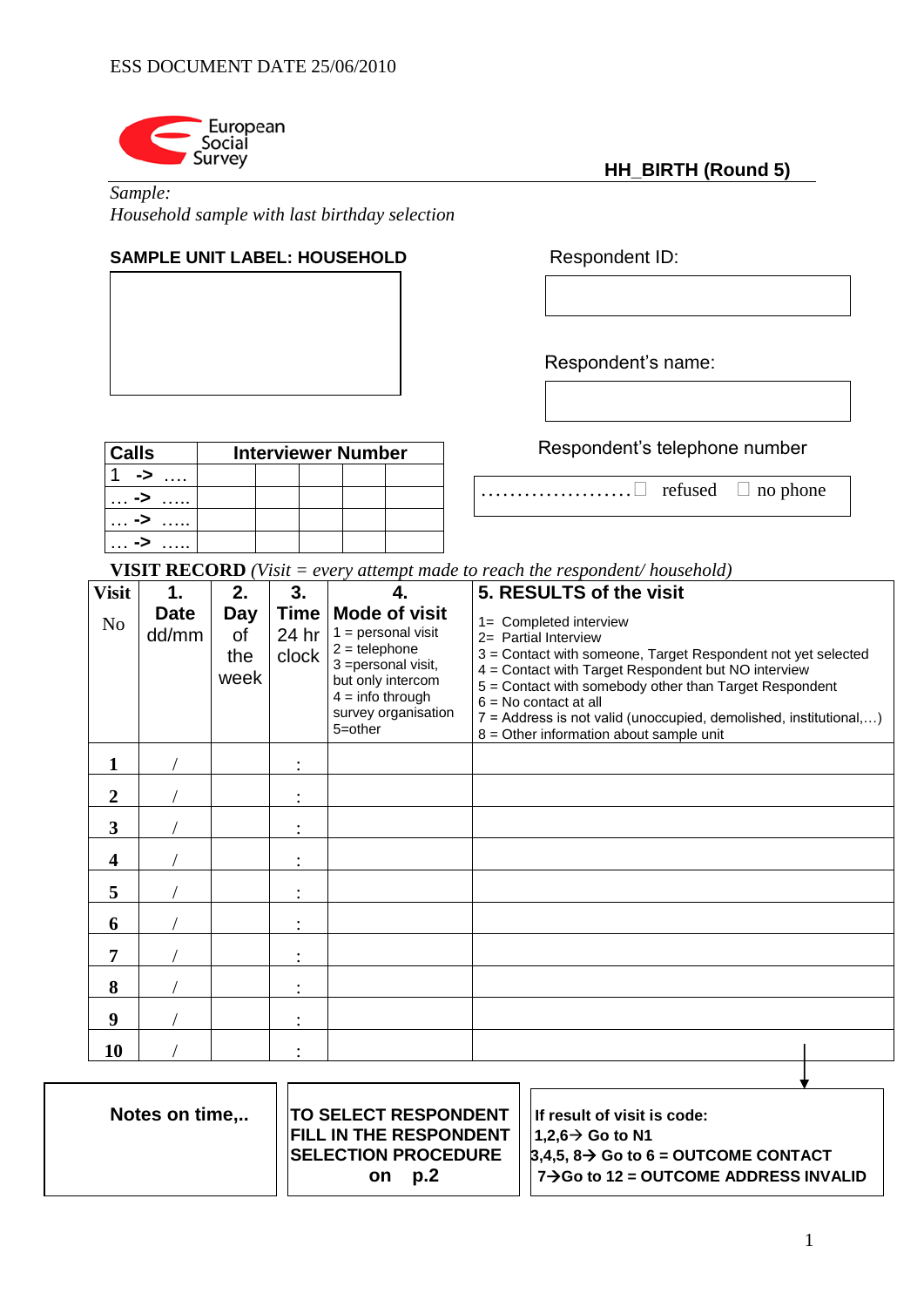ESS DOCUMENT DATE 25/06/2010

European Social Survey

**HH_BIRTH (Round 5)**

*Sample:*
*Household sample with last birthday selection*

**SAMPLE UNIT LABEL: HOUSEHOLD**

Respondent ID:

Respondent's name:

Respondent's telephone number

………………… ☐ refused ☐ no phone

| Calls | Interviewer Number | | | |
|---|---|---|---|---|
| 1 -> …. | | | | |
| … -> ….. | | | | |
| … -> ….. | | | | |
| … -> ….. | | | | |

**VISIT RECORD** *(Visit = every attempt made to reach the respondent/ household)*

| Visit No | 1. Date dd/mm | 2. Day of the week | 3. Time 24 hr clock | 4. Mode of visit<br>1 = personal visit<br>2 = telephone<br>3 =personal visit, but only intercom<br>4 = info through survey organisation<br>5=other | 5. RESULTS of the visit<br>1= Completed interview<br>2= Partial Interview<br>3 = Contact with someone, Target Respondent not yet selected<br>4 = Contact with Target Respondent but NO interview<br>5 = Contact with somebody other than Target Respondent<br>6 = No contact at all<br>7 = Address is not valid (unoccupied, demolished, institutional,…)<br>8 = Other information about sample unit |
|---|---|---|---|---|---|
| 1 | / | | : | | |
| 2 | / | | : | | |
| 3 | / | | : | | |
| 4 | / | | : | | |
| 5 | / | | : | | |
| 6 | / | | : | | |
| 7 | / | | : | | |
| 8 | / | | : | | |
| 9 | / | | : | | |
| 10 | / | | : | | |

**Notes on time,..**

**TO SELECT RESPONDENT FILL IN THE RESPONDENT SELECTION PROCEDURE on p.2**

**If result of visit is code:**
**1,2,6→ Go to N1**
**3,4,5, 8→ Go to 6 = OUTCOME CONTACT**
**7→Go to 12 = OUTCOME ADDRESS INVALID**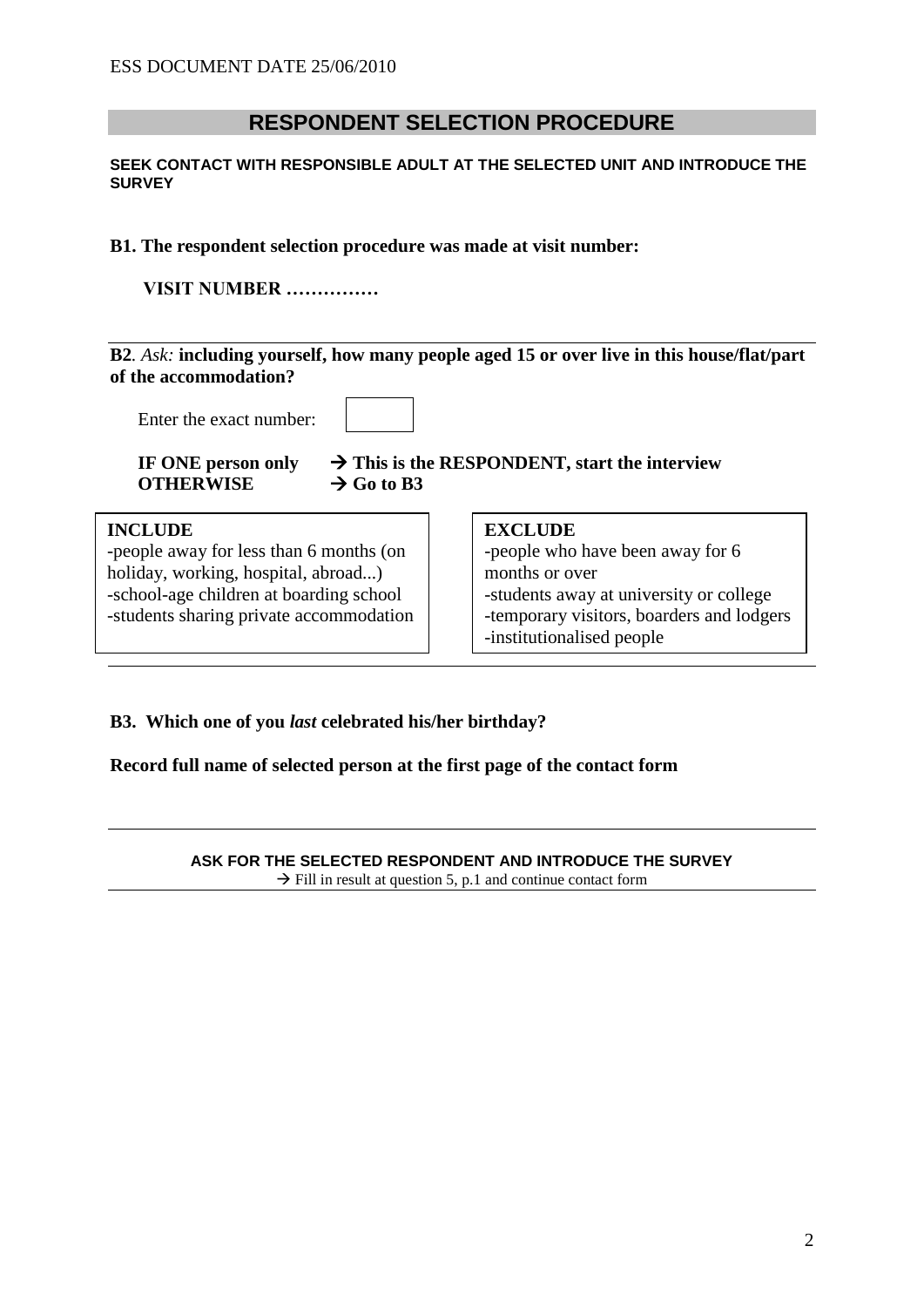ESS DOCUMENT DATE 25/06/2010

## RESPONDENT SELECTION PROCEDURE

**SEEK CONTACT WITH RESPONSIBLE ADULT AT THE SELECTED UNIT AND INTRODUCE THE SURVEY**

**B1. The respondent selection procedure was made at visit number:**

**VISIT NUMBER ……………**

**B2**. *Ask:* **including yourself, how many people aged 15 or over live in this house/flat/part of the accommodation?**

Enter the exact number: [ ]

**IF ONE person only** → **This is the RESPONDENT, start the interview**
**OTHERWISE** → **Go to B3**

| INCLUDE | EXCLUDE |
|---|---|
| -people away for less than 6 months (on holiday, working, hospital, abroad...)<br>-school-age children at boarding school<br>-students sharing private accommodation | -people who have been away for 6 months or over<br>-students away at university or college<br>-temporary visitors, boarders and lodgers<br>-institutionalised people |

**B3. Which one of you *last* celebrated his/her birthday?**

**Record full name of selected person at the first page of the contact form**

**ASK FOR THE SELECTED RESPONDENT AND INTRODUCE THE SURVEY**

→ Fill in result at question 5, p.1 and continue contact form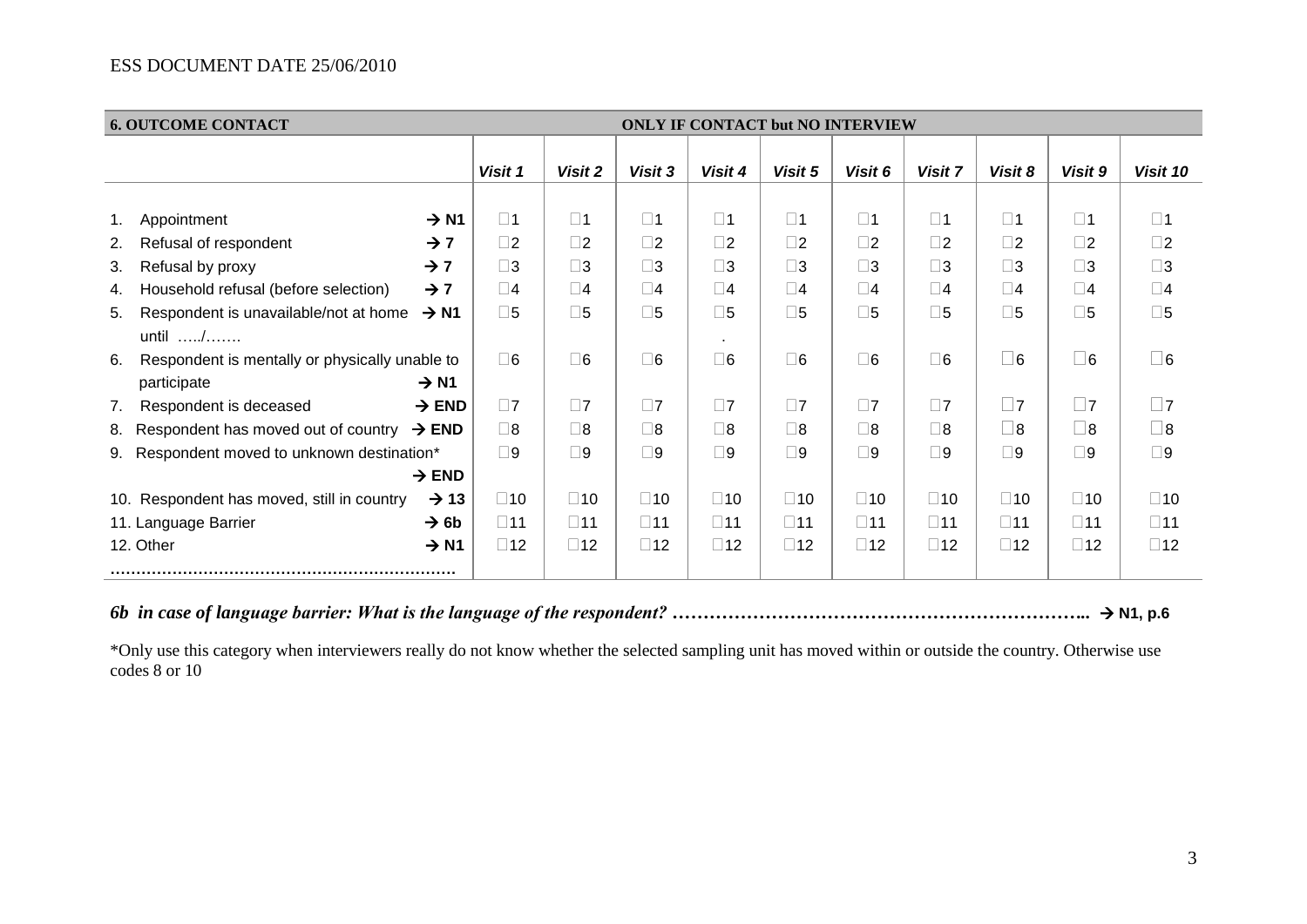| 6. OUTCOME CONTACT | ONLY IF CONTACT but NO INTERVIEW | | | | | | | | | |
|---|---|---|---|---|---|---|---|---|---|---|
| | *Visit 1* | *Visit 2* | *Visit 3* | *Visit 4* | *Visit 5* | *Visit 6* | *Visit 7* | *Visit 8* | *Visit 9* | *Visit 10* |
| 1. Appointment → **N1** | □1 | □1 | □1 | □1 | □1 | □1 | □1 | □1 | □1 | □1 |
| 2. Refusal of respondent → **7** | □2 | □2 | □2 | □2 | □2 | □2 | □2 | □2 | □2 | □2 |
| 3. Refusal by proxy → **7** | □3 | □3 | □3 | □3 | □3 | □3 | □3 | □3 | □3 | □3 |
| 4. Household refusal (before selection) → **7** | □4 | □4 | □4 | □4 | □4 | □4 | □4 | □4 | □4 | □4 |
| 5. Respondent is unavailable/not at home → **N1** until …../……. | □5 | □5 | □5 | □5 | □5 | □5 | □5 | □5 | □5 | □5 |
| 6. Respondent is mentally or physically unable to participate → **N1** | □6 | □6 | □6 | □6 | □6 | □6 | □6 | □6 | □6 | □6 |
| 7. Respondent is deceased → **END** | □7 | □7 | □7 | □7 | □7 | □7 | □7 | □7 | □7 | □7 |
| 8. Respondent has moved out of country → **END** | □8 | □8 | □8 | □8 | □8 | □8 | □8 | □8 | □8 | □8 |
| 9. Respondent moved to unknown destination* → **END** | □9 | □9 | □9 | □9 | □9 | □9 | □9 | □9 | □9 | □9 |
| 10. Respondent has moved, still in country → **13** | □10 | □10 | □10 | □10 | □10 | □10 | □10 | □10 | □10 | □10 |
| 11. Language Barrier → **6b** | □11 | □11 | □11 | □11 | □11 | □11 | □11 | □11 | □11 | □11 |
| 12. Other → **N1** ………………………………………………………… | □12 | □12 | □12 | □12 | □12 | □12 | □12 | □12 | □12 | □12 |

***6b in case of language barrier: What is the language of the respondent?*** ………………………………………………………….. → **N1, p.6**

*Only use this category when interviewers really do not know whether the selected sampling unit has moved within or outside the country. Otherwise use codes 8 or 10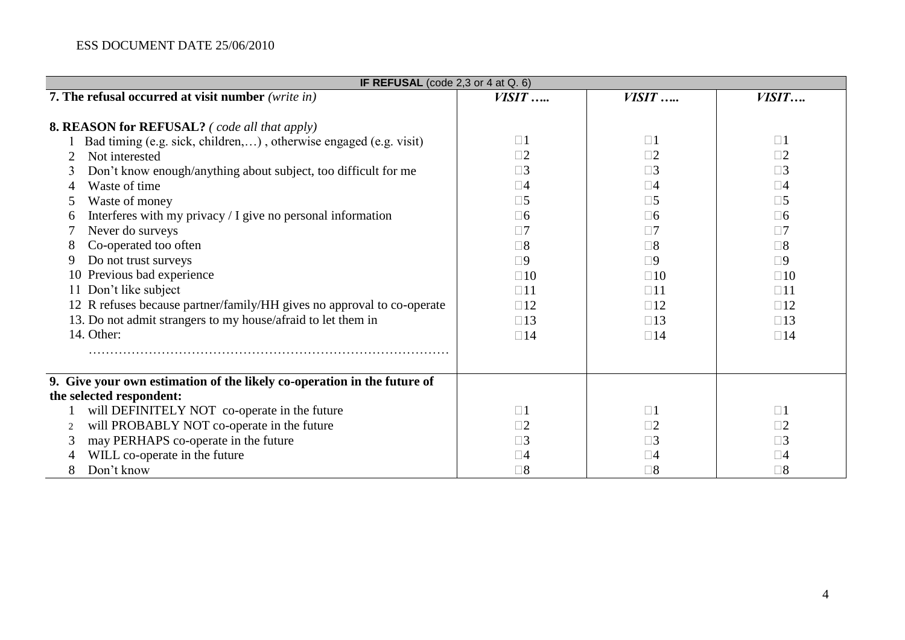ESS DOCUMENT DATE 25/06/2010

| **IF REFUSAL** (code 2,3 or 4 at Q. 6) | | | |
|---|---|---|---|
| **7. The refusal occurred at visit number** *(write in)* | ***VISIT …..*** | ***VISIT …..*** | ***VISIT….*** |
| **8. REASON for REFUSAL?** *( code all that apply)* | | | |
| 1 Bad timing (e.g. sick, children,…) , otherwise engaged (e.g. visit) | □1 | □1 | □1 |
| 2 Not interested | □2 | □2 | □2 |
| 3 Don't know enough/anything about subject, too difficult for me | □3 | □3 | □3 |
| 4 Waste of time | □4 | □4 | □4 |
| 5 Waste of money | □5 | □5 | □5 |
| 6 Interferes with my privacy / I give no personal information | □6 | □6 | □6 |
| 7 Never do surveys | □7 | □7 | □7 |
| 8 Co-operated too often | □8 | □8 | □8 |
| 9 Do not trust surveys | □9 | □9 | □9 |
| 10 Previous bad experience | □10 | □10 | □10 |
| 11 Don't like subject | □11 | □11 | □11 |
| 12 R refuses because partner/family/HH gives no approval to co-operate | □12 | □12 | □12 |
| 13. Do not admit strangers to my house/afraid to let them in | □13 | □13 | □13 |
| 14. Other: ………………………………………………………………………… | □14 | □14 | □14 |
| **9. Give your own estimation of the likely co-operation in the future of the selected respondent:** | | | |
| 1 will DEFINITELY NOT co-operate in the future | □1 | □1 | □1 |
| 2 will PROBABLY NOT co-operate in the future | □2 | □2 | □2 |
| 3 may PERHAPS co-operate in the future | □3 | □3 | □3 |
| 4 WILL co-operate in the future | □4 | □4 | □4 |
| 8 Don't know | □8 | □8 | □8 |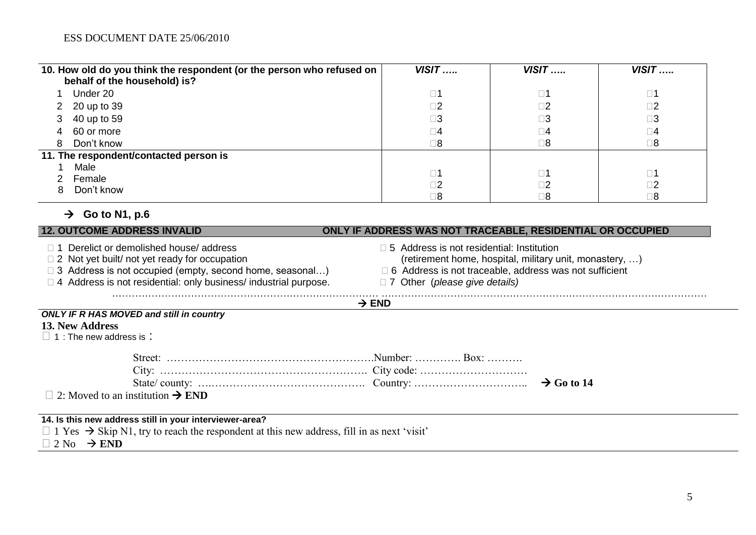| 10. How old do you think the respondent (or the person who refused on behalf of the household) is? | *VISIT …..* | *VISIT …..* | *VISIT …..* |
|---|---|---|---|
| 1 Under 20 | □1 | □1 | □1 |
| 2 20 up to 39 | □2 | □2 | □2 |
| 3 40 up to 59 | □3 | □3 | □3 |
| 4 60 or more | □4 | □4 | □4 |
| 8 Don't know | □8 | □8 | □8 |
| **11. The respondent/contacted person is** | | | |
| 1 Male | □1 | □1 | □1 |
| 2 Female | □2 | □2 | □2 |
| 8 Don't know | □8 | □8 | □8 |

**→ Go to N1, p.6**

**12. OUTCOME ADDRESS INVALID** **ONLY IF ADDRESS WAS NOT TRACEABLE, RESIDENTIAL OR OCCUPIED**

- □ 1 Derelict or demolished house/ address
- □ 2 Not yet built/ not yet ready for occupation
- □ 3 Address is not occupied (empty, second home, seasonal…)
- □ 4 Address is not residential: only business/ industrial purpose.
- □ 5 Address is not residential: Institution (retirement home, hospital, military unit, monastery, …)
- □ 6 Address is not traceable, address was not sufficient
- □ 7 Other (*please give details*)

……………………………………………………………………… ………………………………………………………………………………………

**→ END**

***ONLY IF R HAS MOVED and still in country***

**13. New Address**

□ 1 : The new address is :

Street: ………………………………………………….Number: …………. Box: ……….

City: …………………………………………………. City code: …………………………

State/ county: ………………………………………. Country: ………………………….. **→ Go to 14**

□ 2: Moved to an institution **→ END**

**14. Is this new address still in your interviewer-area?**

□ 1 Yes → Skip N1, try to reach the respondent at this new address, fill in as next 'visit'

□ 2 No **→ END**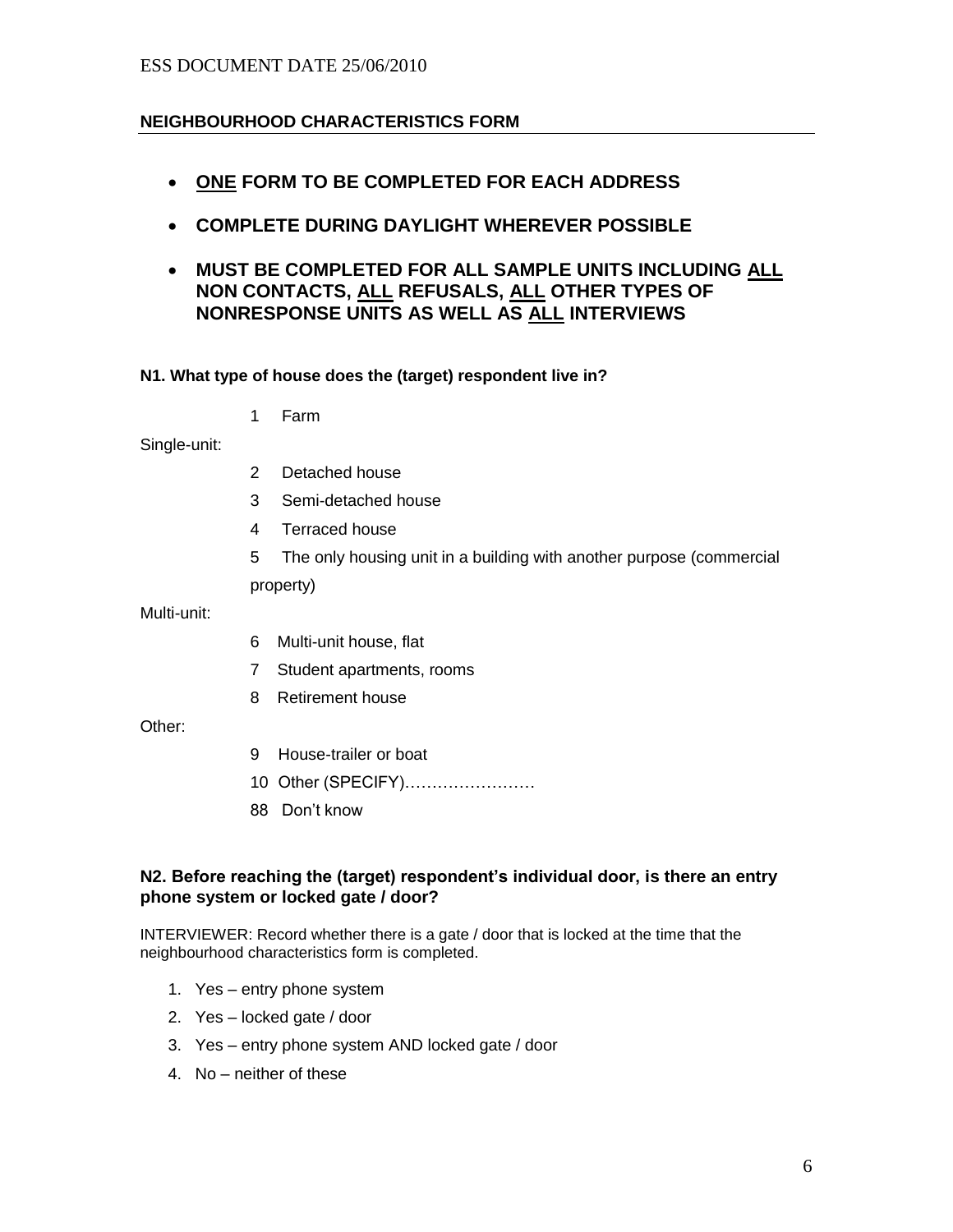## NEIGHBOURHOOD CHARACTERISTICS FORM

- **<u>ONE</u> FORM TO BE COMPLETED FOR EACH ADDRESS**
- **COMPLETE DURING DAYLIGHT WHEREVER POSSIBLE**
- **MUST BE COMPLETED FOR ALL SAMPLE UNITS INCLUDING <u>ALL</u> NON CONTACTS, <u>ALL</u> REFUSALS, <u>ALL</u> OTHER TYPES OF NONRESPONSE UNITS AS WELL AS <u>ALL</u> INTERVIEWS**

**N1. What type of house does the (target) respondent live in?**

1 Farm

Single-unit:

2 Detached house

3 Semi-detached house

4 Terraced house

5 The only housing unit in a building with another purpose (commercial property)

Multi-unit:

6 Multi-unit house, flat

7 Student apartments, rooms

8 Retirement house

Other:

9 House-trailer or boat

10 Other (SPECIFY)……………………

88 Don't know

**N2. Before reaching the (target) respondent's individual door, is there an entry phone system or locked gate / door?**

INTERVIEWER: Record whether there is a gate / door that is locked at the time that the neighbourhood characteristics form is completed.

1. Yes – entry phone system
2. Yes – locked gate / door
3. Yes – entry phone system AND locked gate / door
4. No – neither of these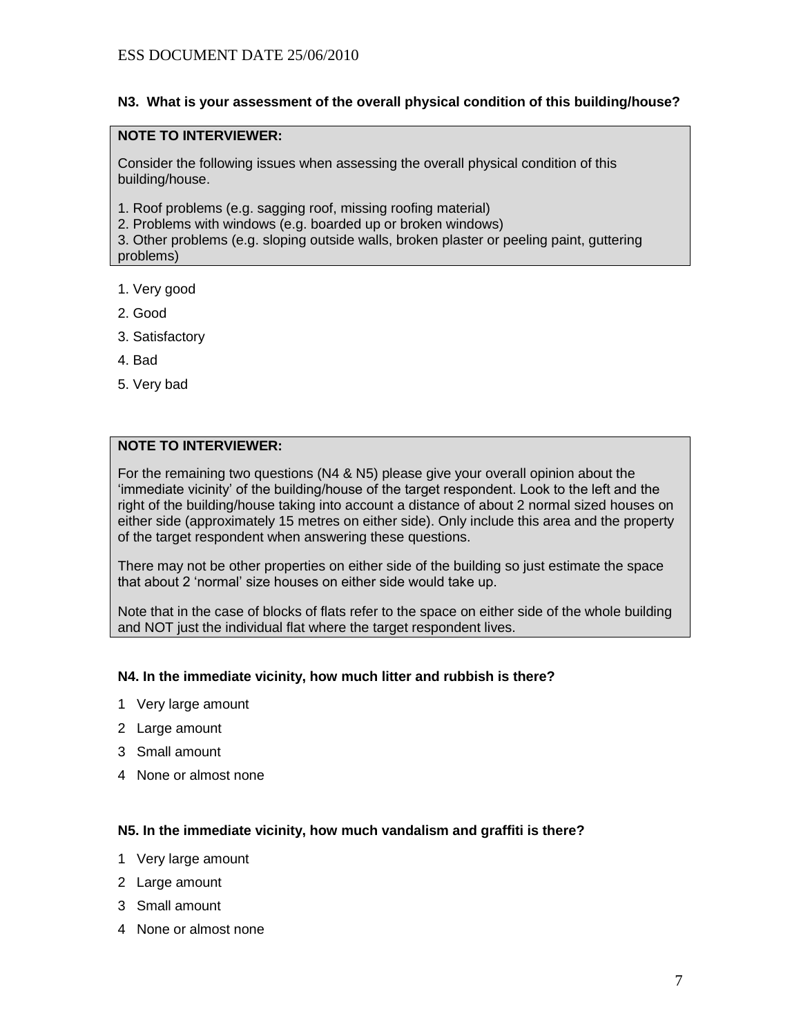**N3. What is your assessment of the overall physical condition of this building/house?**

> **NOTE TO INTERVIEWER:**
>
> Consider the following issues when assessing the overall physical condition of this building/house.
>
> 1. Roof problems (e.g. sagging roof, missing roofing material)
> 2. Problems with windows (e.g. boarded up or broken windows)
> 3. Other problems (e.g. sloping outside walls, broken plaster or peeling paint, guttering problems)

1. Very good
2. Good
3. Satisfactory
4. Bad
5. Very bad

> **NOTE TO INTERVIEWER:**
>
> For the remaining two questions (N4 & N5) please give your overall opinion about the 'immediate vicinity' of the building/house of the target respondent. Look to the left and the right of the building/house taking into account a distance of about 2 normal sized houses on either side (approximately 15 metres on either side). Only include this area and the property of the target respondent when answering these questions.
>
> There may not be other properties on either side of the building so just estimate the space that about 2 'normal' size houses on either side would take up.
>
> Note that in the case of blocks of flats refer to the space on either side of the whole building and NOT just the individual flat where the target respondent lives.

**N4. In the immediate vicinity, how much litter and rubbish is there?**

1. Very large amount
2. Large amount
3. Small amount
4. None or almost none

**N5. In the immediate vicinity, how much vandalism and graffiti is there?**

1. Very large amount
2. Large amount
3. Small amount
4. None or almost none